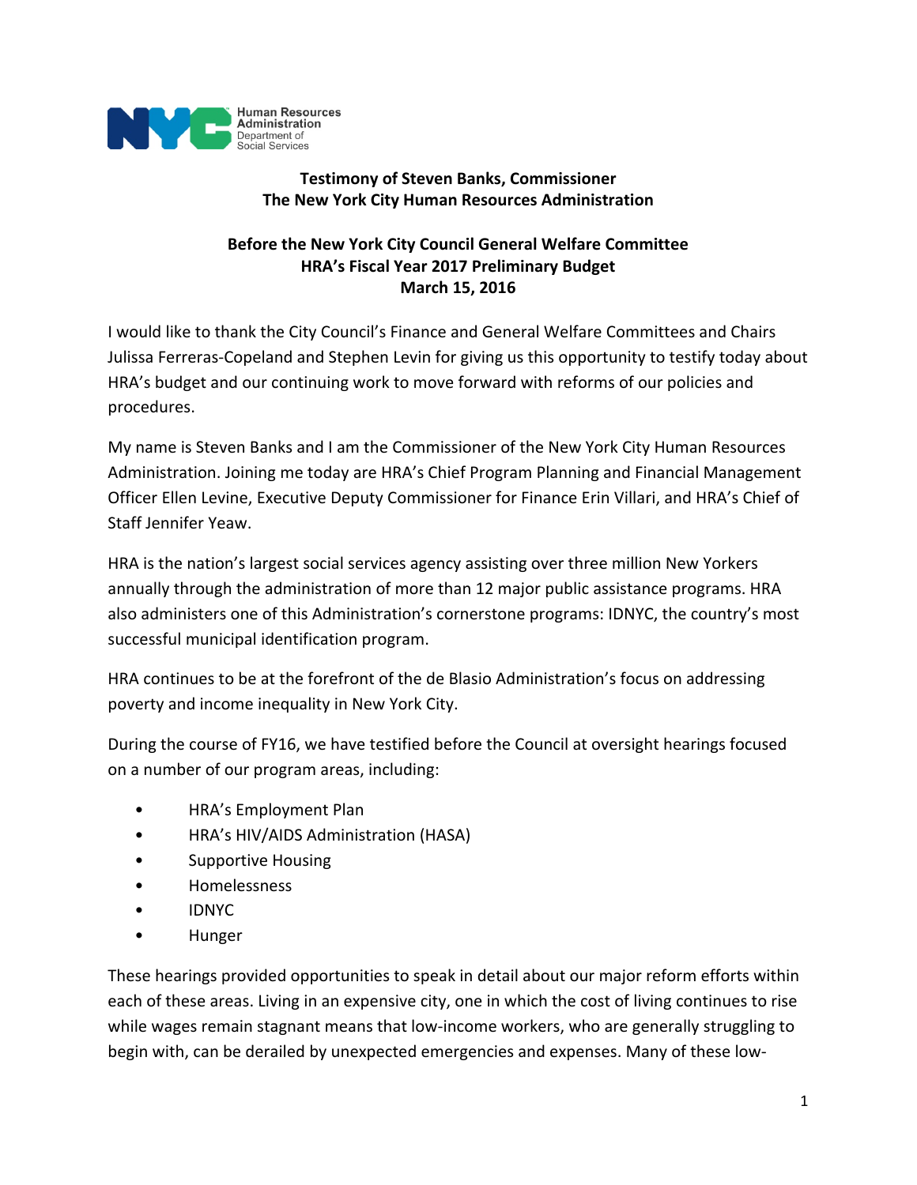Human Resources Administration
Department of Social Services

**Testimony of Steven Banks, Commissioner**
**The New York City Human Resources Administration**

**Before the New York City Council General Welfare Committee**
**HRA's Fiscal Year 2017 Preliminary Budget**
**March 15, 2016**

I would like to thank the City Council's Finance and General Welfare Committees and Chairs Julissa Ferreras-Copeland and Stephen Levin for giving us this opportunity to testify today about HRA's budget and our continuing work to move forward with reforms of our policies and procedures.

My name is Steven Banks and I am the Commissioner of the New York City Human Resources Administration. Joining me today are HRA's Chief Program Planning and Financial Management Officer Ellen Levine, Executive Deputy Commissioner for Finance Erin Villari, and HRA's Chief of Staff Jennifer Yeaw.

HRA is the nation's largest social services agency assisting over three million New Yorkers annually through the administration of more than 12 major public assistance programs. HRA also administers one of this Administration's cornerstone programs: IDNYC, the country's most successful municipal identification program.

HRA continues to be at the forefront of the de Blasio Administration's focus on addressing poverty and income inequality in New York City.

During the course of FY16, we have testified before the Council at oversight hearings focused on a number of our program areas, including:

- HRA's Employment Plan
- HRA's HIV/AIDS Administration (HASA)
- Supportive Housing
- Homelessness
- IDNYC
- Hunger

These hearings provided opportunities to speak in detail about our major reform efforts within each of these areas. Living in an expensive city, one in which the cost of living continues to rise while wages remain stagnant means that low-income workers, who are generally struggling to begin with, can be derailed by unexpected emergencies and expenses. Many of these low-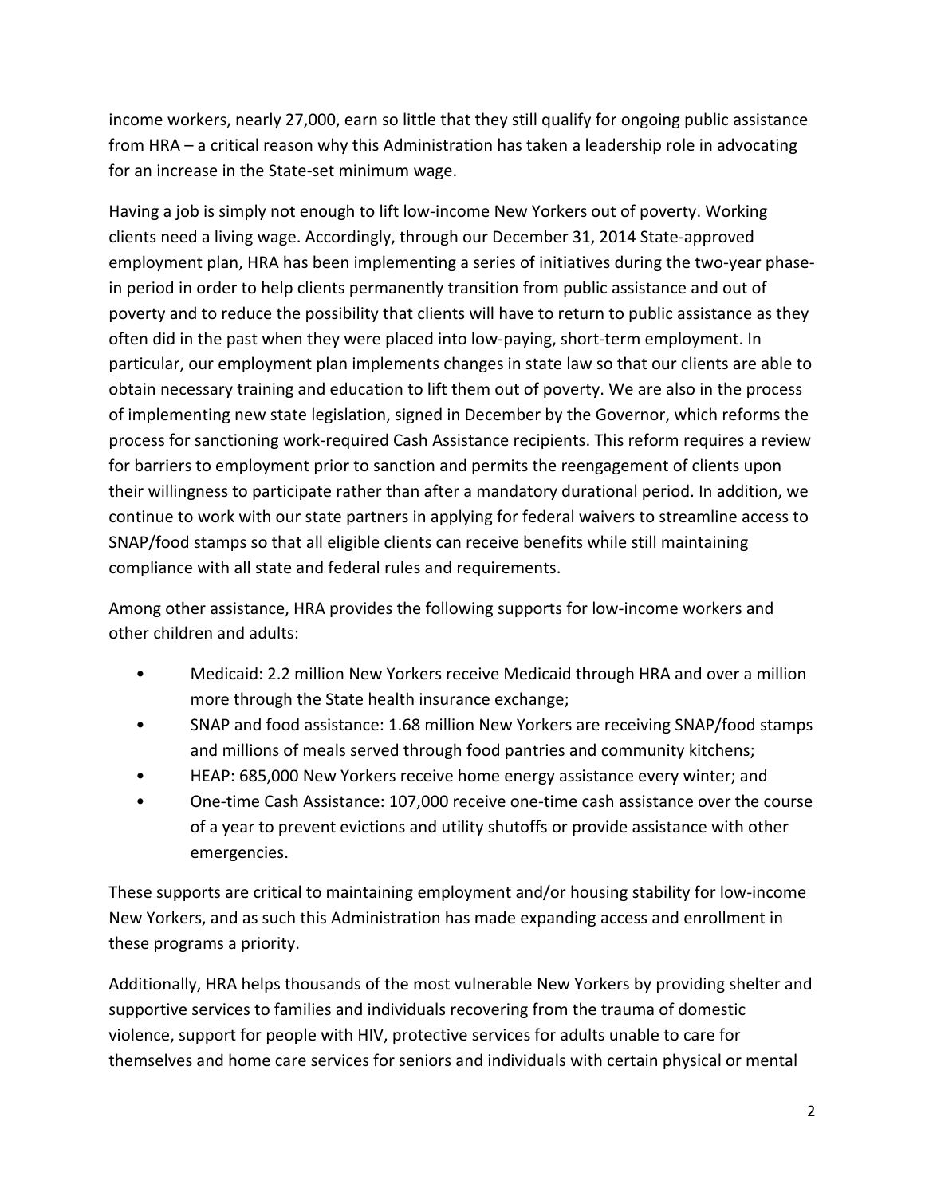income workers, nearly 27,000, earn so little that they still qualify for ongoing public assistance from HRA – a critical reason why this Administration has taken a leadership role in advocating for an increase in the State-set minimum wage.

Having a job is simply not enough to lift low-income New Yorkers out of poverty. Working clients need a living wage. Accordingly, through our December 31, 2014 State-approved employment plan, HRA has been implementing a series of initiatives during the two-year phase-in period in order to help clients permanently transition from public assistance and out of poverty and to reduce the possibility that clients will have to return to public assistance as they often did in the past when they were placed into low-paying, short-term employment. In particular, our employment plan implements changes in state law so that our clients are able to obtain necessary training and education to lift them out of poverty. We are also in the process of implementing new state legislation, signed in December by the Governor, which reforms the process for sanctioning work-required Cash Assistance recipients. This reform requires a review for barriers to employment prior to sanction and permits the reengagement of clients upon their willingness to participate rather than after a mandatory durational period. In addition, we continue to work with our state partners in applying for federal waivers to streamline access to SNAP/food stamps so that all eligible clients can receive benefits while still maintaining compliance with all state and federal rules and requirements.

Among other assistance, HRA provides the following supports for low-income workers and other children and adults:

- Medicaid: 2.2 million New Yorkers receive Medicaid through HRA and over a million more through the State health insurance exchange;
- SNAP and food assistance: 1.68 million New Yorkers are receiving SNAP/food stamps and millions of meals served through food pantries and community kitchens;
- HEAP: 685,000 New Yorkers receive home energy assistance every winter; and
- One-time Cash Assistance: 107,000 receive one-time cash assistance over the course of a year to prevent evictions and utility shutoffs or provide assistance with other emergencies.

These supports are critical to maintaining employment and/or housing stability for low-income New Yorkers, and as such this Administration has made expanding access and enrollment in these programs a priority.

Additionally, HRA helps thousands of the most vulnerable New Yorkers by providing shelter and supportive services to families and individuals recovering from the trauma of domestic violence, support for people with HIV, protective services for adults unable to care for themselves and home care services for seniors and individuals with certain physical or mental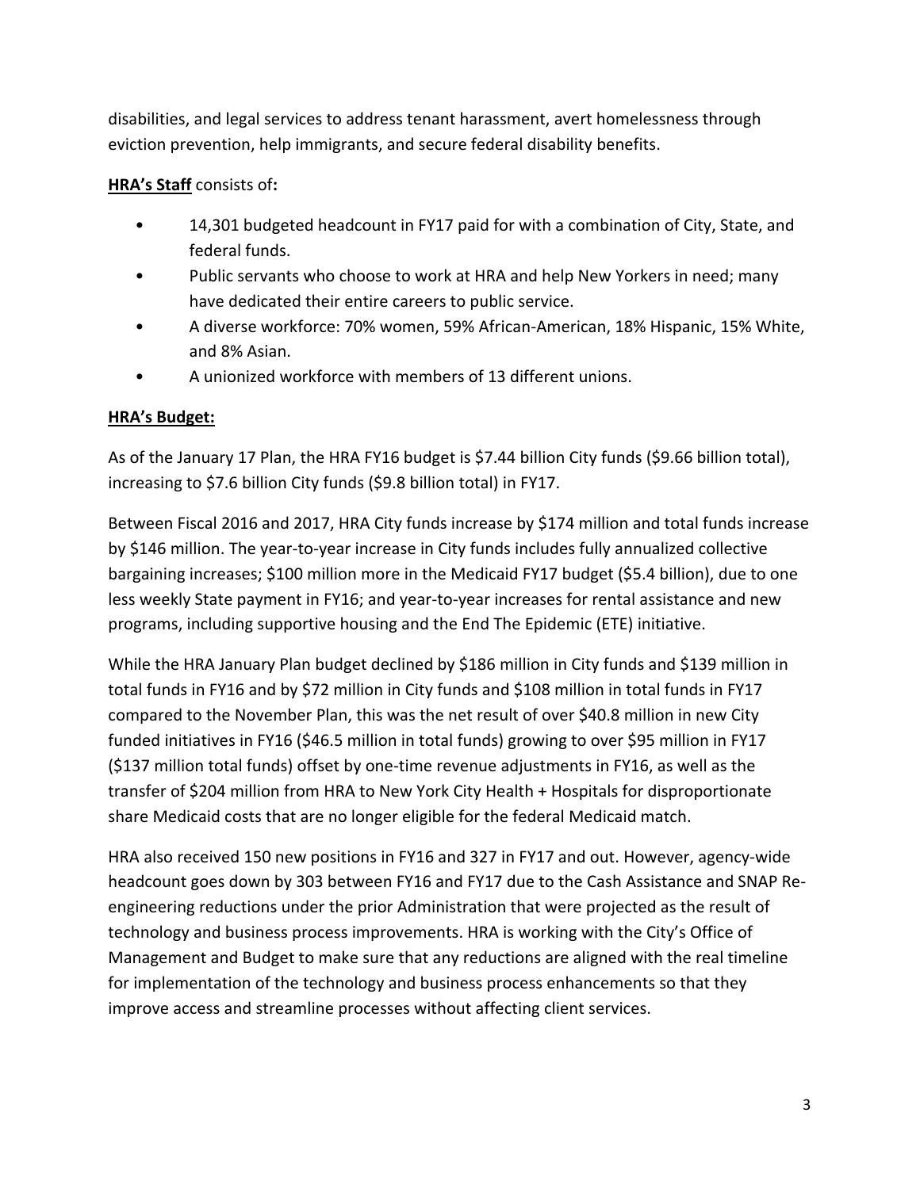disabilities, and legal services to address tenant harassment, avert homelessness through eviction prevention, help immigrants, and secure federal disability benefits.

**HRA's Staff** consists of**:**

- 14,301 budgeted headcount in FY17 paid for with a combination of City, State, and federal funds.
- Public servants who choose to work at HRA and help New Yorkers in need; many have dedicated their entire careers to public service.
- A diverse workforce: 70% women, 59% African-American, 18% Hispanic, 15% White, and 8% Asian.
- A unionized workforce with members of 13 different unions.

**HRA's Budget:**

As of the January 17 Plan, the HRA FY16 budget is $7.44 billion City funds ($9.66 billion total), increasing to $7.6 billion City funds ($9.8 billion total) in FY17.

Between Fiscal 2016 and 2017, HRA City funds increase by $174 million and total funds increase by $146 million. The year-to-year increase in City funds includes fully annualized collective bargaining increases; $100 million more in the Medicaid FY17 budget ($5.4 billion), due to one less weekly State payment in FY16; and year-to-year increases for rental assistance and new programs, including supportive housing and the End The Epidemic (ETE) initiative.

While the HRA January Plan budget declined by $186 million in City funds and $139 million in total funds in FY16 and by $72 million in City funds and $108 million in total funds in FY17 compared to the November Plan, this was the net result of over $40.8 million in new City funded initiatives in FY16 ($46.5 million in total funds) growing to over $95 million in FY17 ($137 million total funds) offset by one-time revenue adjustments in FY16, as well as the transfer of $204 million from HRA to New York City Health + Hospitals for disproportionate share Medicaid costs that are no longer eligible for the federal Medicaid match.

HRA also received 150 new positions in FY16 and 327 in FY17 and out. However, agency-wide headcount goes down by 303 between FY16 and FY17 due to the Cash Assistance and SNAP Re-engineering reductions under the prior Administration that were projected as the result of technology and business process improvements. HRA is working with the City's Office of Management and Budget to make sure that any reductions are aligned with the real timeline for implementation of the technology and business process enhancements so that they improve access and streamline processes without affecting client services.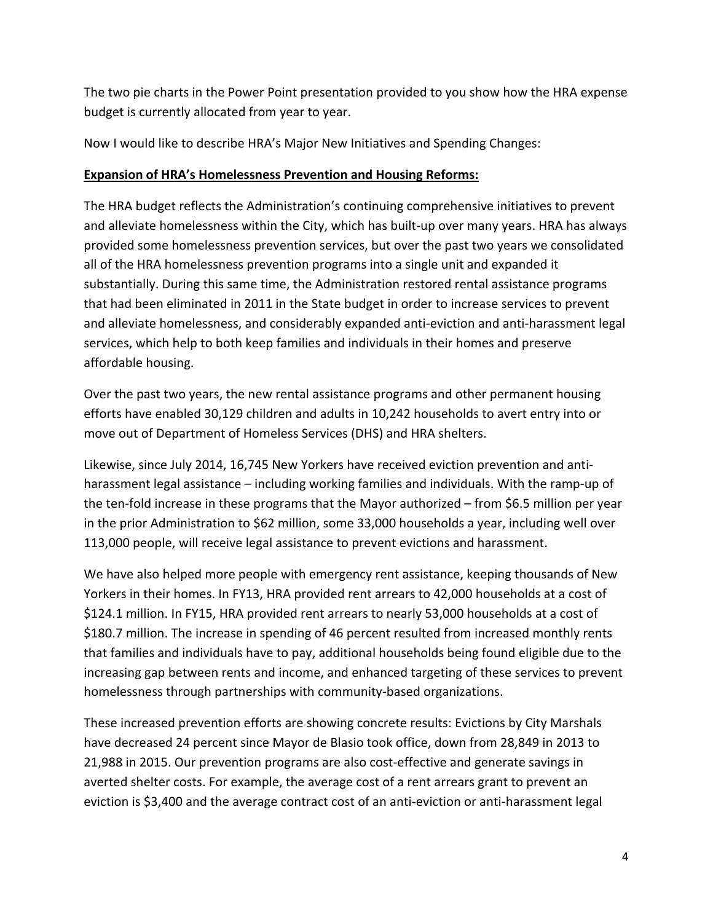The two pie charts in the Power Point presentation provided to you show how the HRA expense budget is currently allocated from year to year.

Now I would like to describe HRA's Major New Initiatives and Spending Changes:

**Expansion of HRA's Homelessness Prevention and Housing Reforms:**

The HRA budget reflects the Administration's continuing comprehensive initiatives to prevent and alleviate homelessness within the City, which has built-up over many years. HRA has always provided some homelessness prevention services, but over the past two years we consolidated all of the HRA homelessness prevention programs into a single unit and expanded it substantially. During this same time, the Administration restored rental assistance programs that had been eliminated in 2011 in the State budget in order to increase services to prevent and alleviate homelessness, and considerably expanded anti-eviction and anti-harassment legal services, which help to both keep families and individuals in their homes and preserve affordable housing.

Over the past two years, the new rental assistance programs and other permanent housing efforts have enabled 30,129 children and adults in 10,242 households to avert entry into or move out of Department of Homeless Services (DHS) and HRA shelters.

Likewise, since July 2014, 16,745 New Yorkers have received eviction prevention and anti-harassment legal assistance – including working families and individuals. With the ramp-up of the ten-fold increase in these programs that the Mayor authorized – from $6.5 million per year in the prior Administration to $62 million, some 33,000 households a year, including well over 113,000 people, will receive legal assistance to prevent evictions and harassment.

We have also helped more people with emergency rent assistance, keeping thousands of New Yorkers in their homes. In FY13, HRA provided rent arrears to 42,000 households at a cost of $124.1 million. In FY15, HRA provided rent arrears to nearly 53,000 households at a cost of $180.7 million. The increase in spending of 46 percent resulted from increased monthly rents that families and individuals have to pay, additional households being found eligible due to the increasing gap between rents and income, and enhanced targeting of these services to prevent homelessness through partnerships with community-based organizations.

These increased prevention efforts are showing concrete results: Evictions by City Marshals have decreased 24 percent since Mayor de Blasio took office, down from 28,849 in 2013 to 21,988 in 2015. Our prevention programs are also cost-effective and generate savings in averted shelter costs. For example, the average cost of a rent arrears grant to prevent an eviction is $3,400 and the average contract cost of an anti-eviction or anti-harassment legal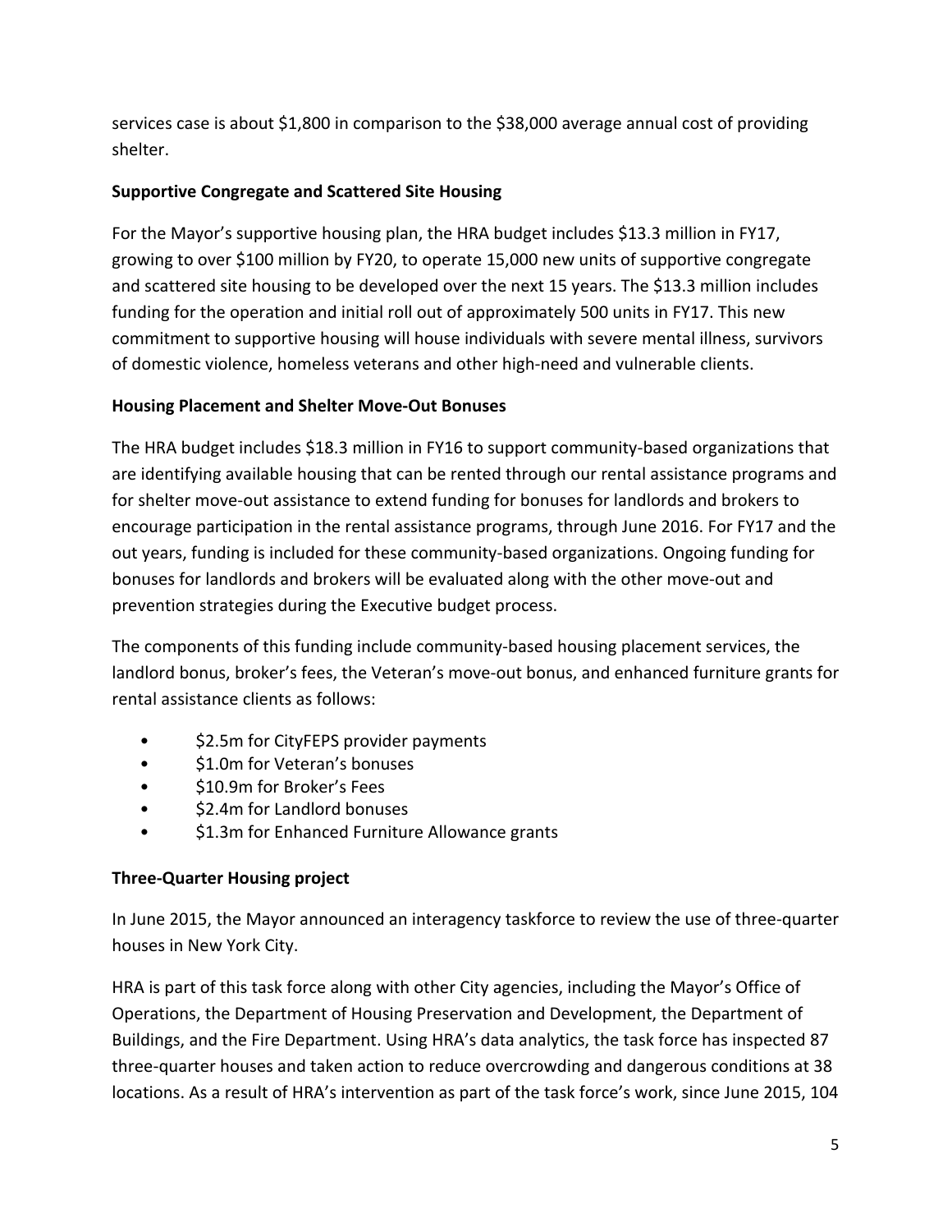services case is about $1,800 in comparison to the $38,000 average annual cost of providing shelter.

**Supportive Congregate and Scattered Site Housing**

For the Mayor's supportive housing plan, the HRA budget includes $13.3 million in FY17, growing to over $100 million by FY20, to operate 15,000 new units of supportive congregate and scattered site housing to be developed over the next 15 years. The $13.3 million includes funding for the operation and initial roll out of approximately 500 units in FY17. This new commitment to supportive housing will house individuals with severe mental illness, survivors of domestic violence, homeless veterans and other high-need and vulnerable clients.

**Housing Placement and Shelter Move-Out Bonuses**

The HRA budget includes $18.3 million in FY16 to support community-based organizations that are identifying available housing that can be rented through our rental assistance programs and for shelter move-out assistance to extend funding for bonuses for landlords and brokers to encourage participation in the rental assistance programs, through June 2016. For FY17 and the out years, funding is included for these community-based organizations. Ongoing funding for bonuses for landlords and brokers will be evaluated along with the other move-out and prevention strategies during the Executive budget process.

The components of this funding include community-based housing placement services, the landlord bonus, broker's fees, the Veteran's move-out bonus, and enhanced furniture grants for rental assistance clients as follows:

- $2.5m for CityFEPS provider payments
- $1.0m for Veteran's bonuses
- $10.9m for Broker's Fees
- $2.4m for Landlord bonuses
- $1.3m for Enhanced Furniture Allowance grants

**Three-Quarter Housing project**

In June 2015, the Mayor announced an interagency taskforce to review the use of three-quarter houses in New York City.

HRA is part of this task force along with other City agencies, including the Mayor's Office of Operations, the Department of Housing Preservation and Development, the Department of Buildings, and the Fire Department. Using HRA's data analytics, the task force has inspected 87 three-quarter houses and taken action to reduce overcrowding and dangerous conditions at 38 locations. As a result of HRA's intervention as part of the task force's work, since June 2015, 104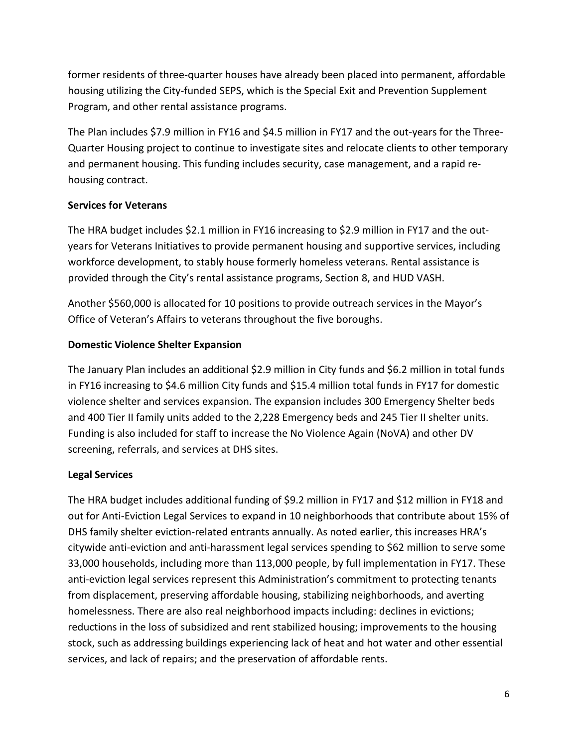former residents of three-quarter houses have already been placed into permanent, affordable housing utilizing the City-funded SEPS, which is the Special Exit and Prevention Supplement Program, and other rental assistance programs.

The Plan includes $7.9 million in FY16 and $4.5 million in FY17 and the out-years for the Three-Quarter Housing project to continue to investigate sites and relocate clients to other temporary and permanent housing. This funding includes security, case management, and a rapid re-housing contract.

**Services for Veterans**

The HRA budget includes $2.1 million in FY16 increasing to $2.9 million in FY17 and the out-years for Veterans Initiatives to provide permanent housing and supportive services, including workforce development, to stably house formerly homeless veterans. Rental assistance is provided through the City's rental assistance programs, Section 8, and HUD VASH.

Another $560,000 is allocated for 10 positions to provide outreach services in the Mayor's Office of Veteran's Affairs to veterans throughout the five boroughs.

**Domestic Violence Shelter Expansion**

The January Plan includes an additional $2.9 million in City funds and $6.2 million in total funds in FY16 increasing to $4.6 million City funds and $15.4 million total funds in FY17 for domestic violence shelter and services expansion. The expansion includes 300 Emergency Shelter beds and 400 Tier II family units added to the 2,228 Emergency beds and 245 Tier II shelter units. Funding is also included for staff to increase the No Violence Again (NoVA) and other DV screening, referrals, and services at DHS sites.

**Legal Services**

The HRA budget includes additional funding of $9.2 million in FY17 and $12 million in FY18 and out for Anti-Eviction Legal Services to expand in 10 neighborhoods that contribute about 15% of DHS family shelter eviction-related entrants annually. As noted earlier, this increases HRA's citywide anti-eviction and anti-harassment legal services spending to $62 million to serve some 33,000 households, including more than 113,000 people, by full implementation in FY17. These anti-eviction legal services represent this Administration's commitment to protecting tenants from displacement, preserving affordable housing, stabilizing neighborhoods, and averting homelessness. There are also real neighborhood impacts including: declines in evictions; reductions in the loss of subsidized and rent stabilized housing; improvements to the housing stock, such as addressing buildings experiencing lack of heat and hot water and other essential services, and lack of repairs; and the preservation of affordable rents.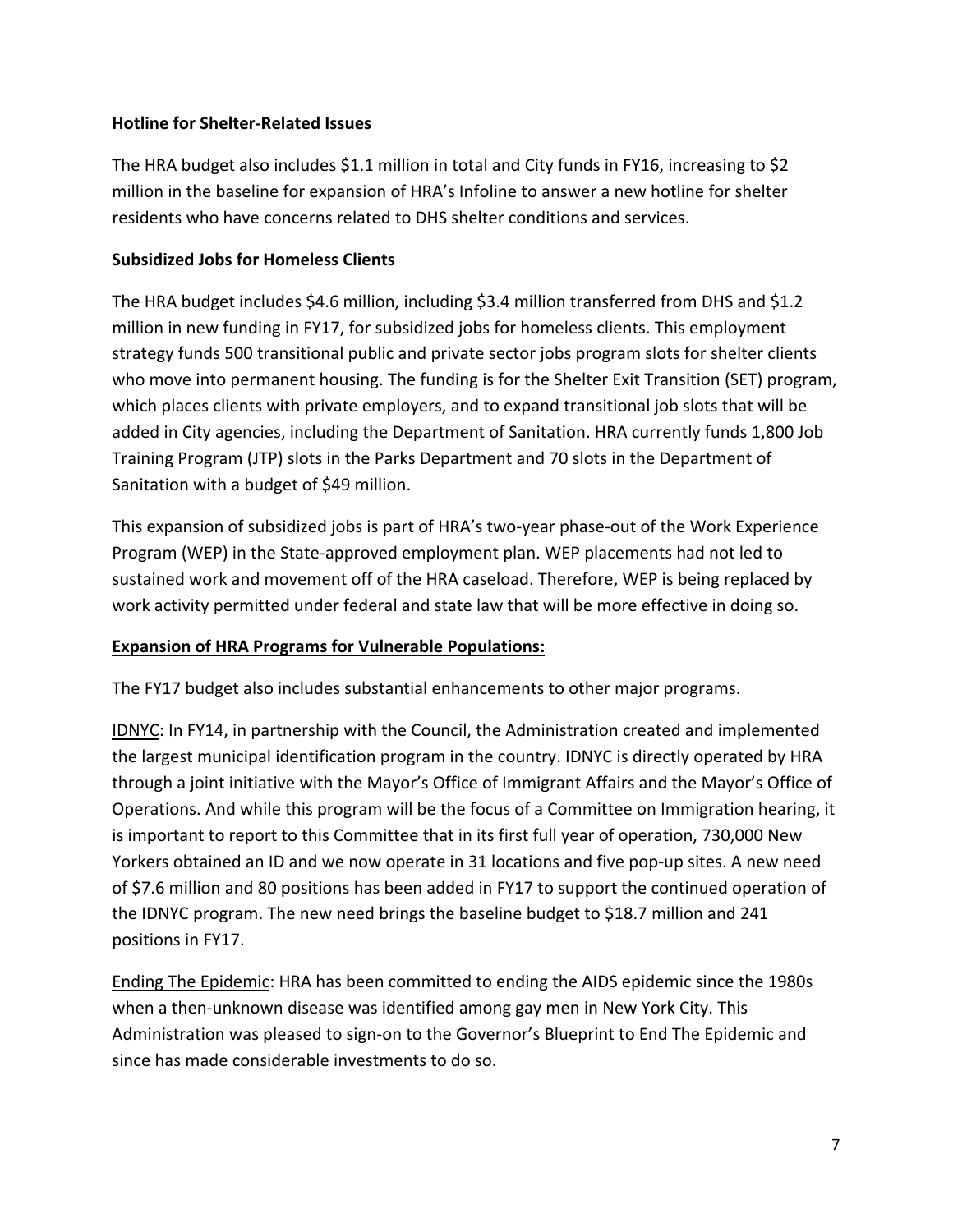**Hotline for Shelter-Related Issues**

The HRA budget also includes $1.1 million in total and City funds in FY16, increasing to $2 million in the baseline for expansion of HRA's Infoline to answer a new hotline for shelter residents who have concerns related to DHS shelter conditions and services.

**Subsidized Jobs for Homeless Clients**

The HRA budget includes $4.6 million, including $3.4 million transferred from DHS and $1.2 million in new funding in FY17, for subsidized jobs for homeless clients. This employment strategy funds 500 transitional public and private sector jobs program slots for shelter clients who move into permanent housing. The funding is for the Shelter Exit Transition (SET) program, which places clients with private employers, and to expand transitional job slots that will be added in City agencies, including the Department of Sanitation. HRA currently funds 1,800 Job Training Program (JTP) slots in the Parks Department and 70 slots in the Department of Sanitation with a budget of $49 million.

This expansion of subsidized jobs is part of HRA's two-year phase-out of the Work Experience Program (WEP) in the State-approved employment plan. WEP placements had not led to sustained work and movement off of the HRA caseload. Therefore, WEP is being replaced by work activity permitted under federal and state law that will be more effective in doing so.

**Expansion of HRA Programs for Vulnerable Populations:**

The FY17 budget also includes substantial enhancements to other major programs.

IDNYC: In FY14, in partnership with the Council, the Administration created and implemented the largest municipal identification program in the country. IDNYC is directly operated by HRA through a joint initiative with the Mayor's Office of Immigrant Affairs and the Mayor's Office of Operations. And while this program will be the focus of a Committee on Immigration hearing, it is important to report to this Committee that in its first full year of operation, 730,000 New Yorkers obtained an ID and we now operate in 31 locations and five pop-up sites. A new need of $7.6 million and 80 positions has been added in FY17 to support the continued operation of the IDNYC program. The new need brings the baseline budget to $18.7 million and 241 positions in FY17.

Ending The Epidemic: HRA has been committed to ending the AIDS epidemic since the 1980s when a then-unknown disease was identified among gay men in New York City. This Administration was pleased to sign-on to the Governor's Blueprint to End The Epidemic and since has made considerable investments to do so.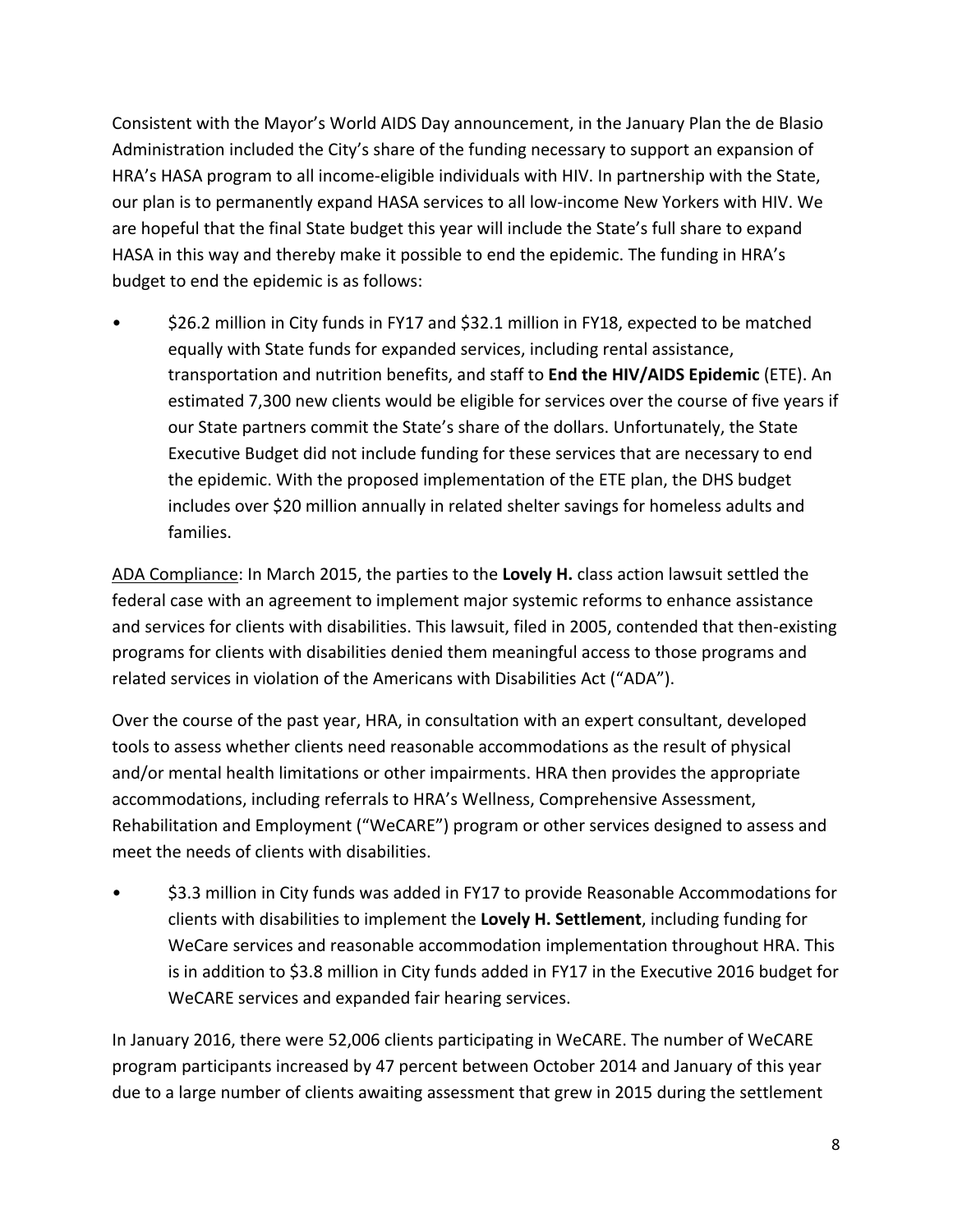Consistent with the Mayor's World AIDS Day announcement, in the January Plan the de Blasio Administration included the City's share of the funding necessary to support an expansion of HRA's HASA program to all income-eligible individuals with HIV. In partnership with the State, our plan is to permanently expand HASA services to all low-income New Yorkers with HIV. We are hopeful that the final State budget this year will include the State's full share to expand HASA in this way and thereby make it possible to end the epidemic. The funding in HRA's budget to end the epidemic is as follows:

- $26.2 million in City funds in FY17 and $32.1 million in FY18, expected to be matched equally with State funds for expanded services, including rental assistance, transportation and nutrition benefits, and staff to **End the HIV/AIDS Epidemic** (ETE). An estimated 7,300 new clients would be eligible for services over the course of five years if our State partners commit the State's share of the dollars. Unfortunately, the State Executive Budget did not include funding for these services that are necessary to end the epidemic. With the proposed implementation of the ETE plan, the DHS budget includes over $20 million annually in related shelter savings for homeless adults and families.

<u>ADA Compliance</u>: In March 2015, the parties to the **Lovely H.** class action lawsuit settled the federal case with an agreement to implement major systemic reforms to enhance assistance and services for clients with disabilities. This lawsuit, filed in 2005, contended that then-existing programs for clients with disabilities denied them meaningful access to those programs and related services in violation of the Americans with Disabilities Act ("ADA").

Over the course of the past year, HRA, in consultation with an expert consultant, developed tools to assess whether clients need reasonable accommodations as the result of physical and/or mental health limitations or other impairments. HRA then provides the appropriate accommodations, including referrals to HRA's Wellness, Comprehensive Assessment, Rehabilitation and Employment ("WeCARE") program or other services designed to assess and meet the needs of clients with disabilities.

- $3.3 million in City funds was added in FY17 to provide Reasonable Accommodations for clients with disabilities to implement the **Lovely H. Settlement**, including funding for WeCare services and reasonable accommodation implementation throughout HRA. This is in addition to $3.8 million in City funds added in FY17 in the Executive 2016 budget for WeCARE services and expanded fair hearing services.

In January 2016, there were 52,006 clients participating in WeCARE. The number of WeCARE program participants increased by 47 percent between October 2014 and January of this year due to a large number of clients awaiting assessment that grew in 2015 during the settlement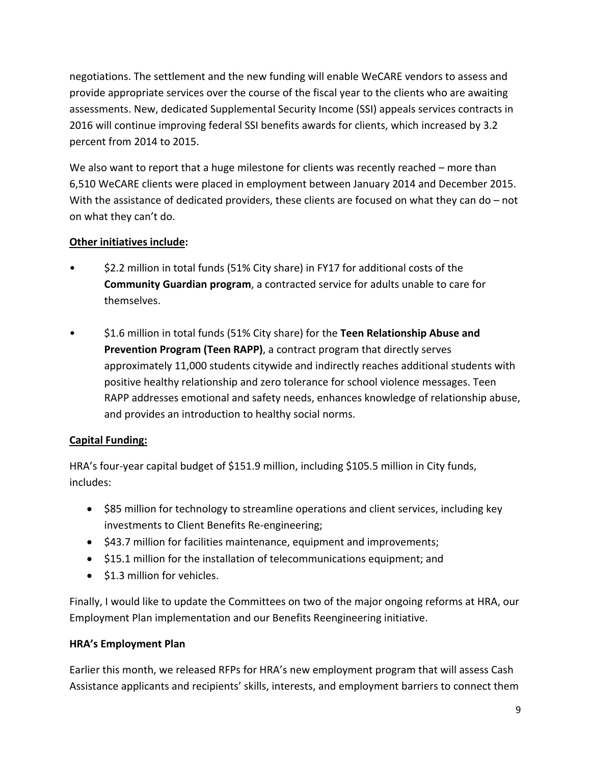negotiations. The settlement and the new funding will enable WeCARE vendors to assess and provide appropriate services over the course of the fiscal year to the clients who are awaiting assessments. New, dedicated Supplemental Security Income (SSI) appeals services contracts in 2016 will continue improving federal SSI benefits awards for clients, which increased by 3.2 percent from 2014 to 2015.

We also want to report that a huge milestone for clients was recently reached – more than 6,510 WeCARE clients were placed in employment between January 2014 and December 2015. With the assistance of dedicated providers, these clients are focused on what they can do – not on what they can't do.

**Other initiatives include:**

- $2.2 million in total funds (51% City share) in FY17 for additional costs of the **Community Guardian program**, a contracted service for adults unable to care for themselves.
- $1.6 million in total funds (51% City share) for the **Teen Relationship Abuse and Prevention Program (Teen RAPP)**, a contract program that directly serves approximately 11,000 students citywide and indirectly reaches additional students with positive healthy relationship and zero tolerance for school violence messages. Teen RAPP addresses emotional and safety needs, enhances knowledge of relationship abuse, and provides an introduction to healthy social norms.

**Capital Funding:**

HRA's four-year capital budget of $151.9 million, including $105.5 million in City funds, includes:

- $85 million for technology to streamline operations and client services, including key investments to Client Benefits Re-engineering;
- $43.7 million for facilities maintenance, equipment and improvements;
- $15.1 million for the installation of telecommunications equipment; and
- $1.3 million for vehicles.

Finally, I would like to update the Committees on two of the major ongoing reforms at HRA, our Employment Plan implementation and our Benefits Reengineering initiative.

**HRA's Employment Plan**

Earlier this month, we released RFPs for HRA's new employment program that will assess Cash Assistance applicants and recipients' skills, interests, and employment barriers to connect them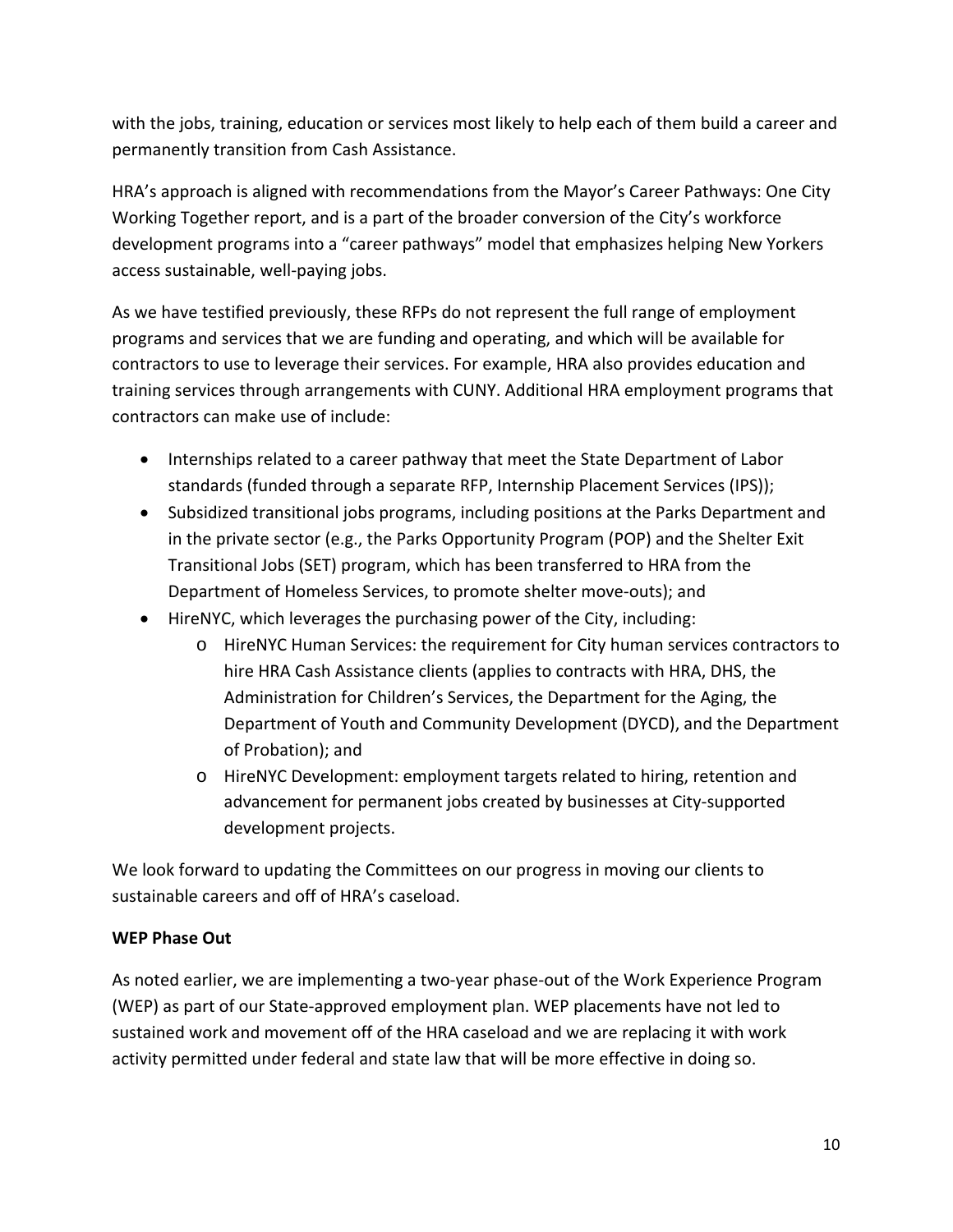with the jobs, training, education or services most likely to help each of them build a career and permanently transition from Cash Assistance.

HRA's approach is aligned with recommendations from the Mayor's Career Pathways: One City Working Together report, and is a part of the broader conversion of the City's workforce development programs into a "career pathways" model that emphasizes helping New Yorkers access sustainable, well-paying jobs.

As we have testified previously, these RFPs do not represent the full range of employment programs and services that we are funding and operating, and which will be available for contractors to use to leverage their services. For example, HRA also provides education and training services through arrangements with CUNY. Additional HRA employment programs that contractors can make use of include:

- Internships related to a career pathway that meet the State Department of Labor standards (funded through a separate RFP, Internship Placement Services (IPS));
- Subsidized transitional jobs programs, including positions at the Parks Department and in the private sector (e.g., the Parks Opportunity Program (POP) and the Shelter Exit Transitional Jobs (SET) program, which has been transferred to HRA from the Department of Homeless Services, to promote shelter move-outs); and
- HireNYC, which leverages the purchasing power of the City, including:
  - HireNYC Human Services: the requirement for City human services contractors to hire HRA Cash Assistance clients (applies to contracts with HRA, DHS, the Administration for Children's Services, the Department for the Aging, the Department of Youth and Community Development (DYCD), and the Department of Probation); and
  - HireNYC Development: employment targets related to hiring, retention and advancement for permanent jobs created by businesses at City-supported development projects.

We look forward to updating the Committees on our progress in moving our clients to sustainable careers and off of HRA's caseload.

**WEP Phase Out**

As noted earlier, we are implementing a two-year phase-out of the Work Experience Program (WEP) as part of our State-approved employment plan. WEP placements have not led to sustained work and movement off of the HRA caseload and we are replacing it with work activity permitted under federal and state law that will be more effective in doing so.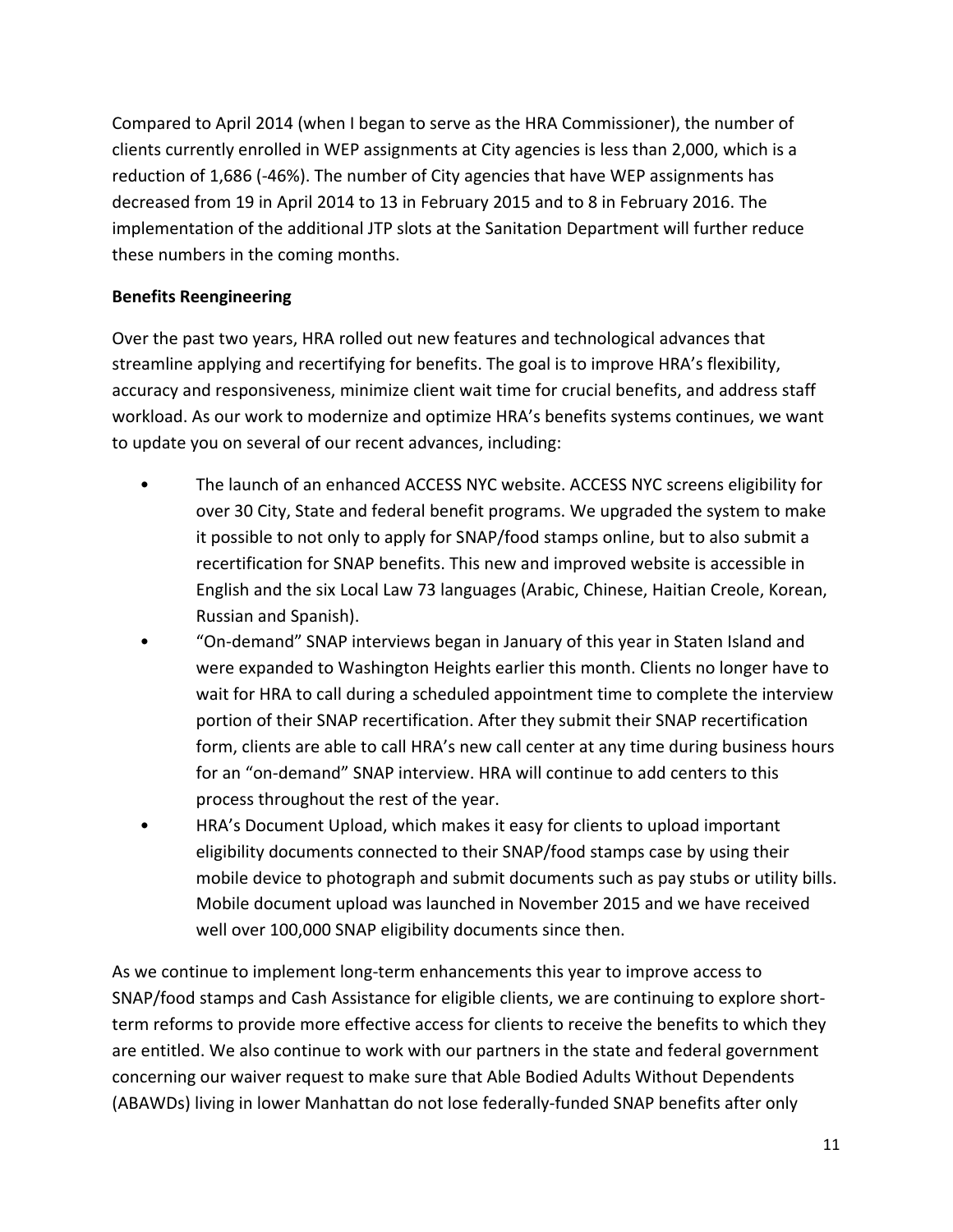Compared to April 2014 (when I began to serve as the HRA Commissioner), the number of clients currently enrolled in WEP assignments at City agencies is less than 2,000, which is a reduction of 1,686 (-46%). The number of City agencies that have WEP assignments has decreased from 19 in April 2014 to 13 in February 2015 and to 8 in February 2016. The implementation of the additional JTP slots at the Sanitation Department will further reduce these numbers in the coming months.

**Benefits Reengineering**

Over the past two years, HRA rolled out new features and technological advances that streamline applying and recertifying for benefits. The goal is to improve HRA's flexibility, accuracy and responsiveness, minimize client wait time for crucial benefits, and address staff workload. As our work to modernize and optimize HRA's benefits systems continues, we want to update you on several of our recent advances, including:

- The launch of an enhanced ACCESS NYC website. ACCESS NYC screens eligibility for over 30 City, State and federal benefit programs. We upgraded the system to make it possible to not only to apply for SNAP/food stamps online, but to also submit a recertification for SNAP benefits. This new and improved website is accessible in English and the six Local Law 73 languages (Arabic, Chinese, Haitian Creole, Korean, Russian and Spanish).
- "On-demand" SNAP interviews began in January of this year in Staten Island and were expanded to Washington Heights earlier this month. Clients no longer have to wait for HRA to call during a scheduled appointment time to complete the interview portion of their SNAP recertification. After they submit their SNAP recertification form, clients are able to call HRA's new call center at any time during business hours for an "on-demand" SNAP interview. HRA will continue to add centers to this process throughout the rest of the year.
- HRA's Document Upload, which makes it easy for clients to upload important eligibility documents connected to their SNAP/food stamps case by using their mobile device to photograph and submit documents such as pay stubs or utility bills. Mobile document upload was launched in November 2015 and we have received well over 100,000 SNAP eligibility documents since then.

As we continue to implement long-term enhancements this year to improve access to SNAP/food stamps and Cash Assistance for eligible clients, we are continuing to explore short-term reforms to provide more effective access for clients to receive the benefits to which they are entitled. We also continue to work with our partners in the state and federal government concerning our waiver request to make sure that Able Bodied Adults Without Dependents (ABAWDs) living in lower Manhattan do not lose federally-funded SNAP benefits after only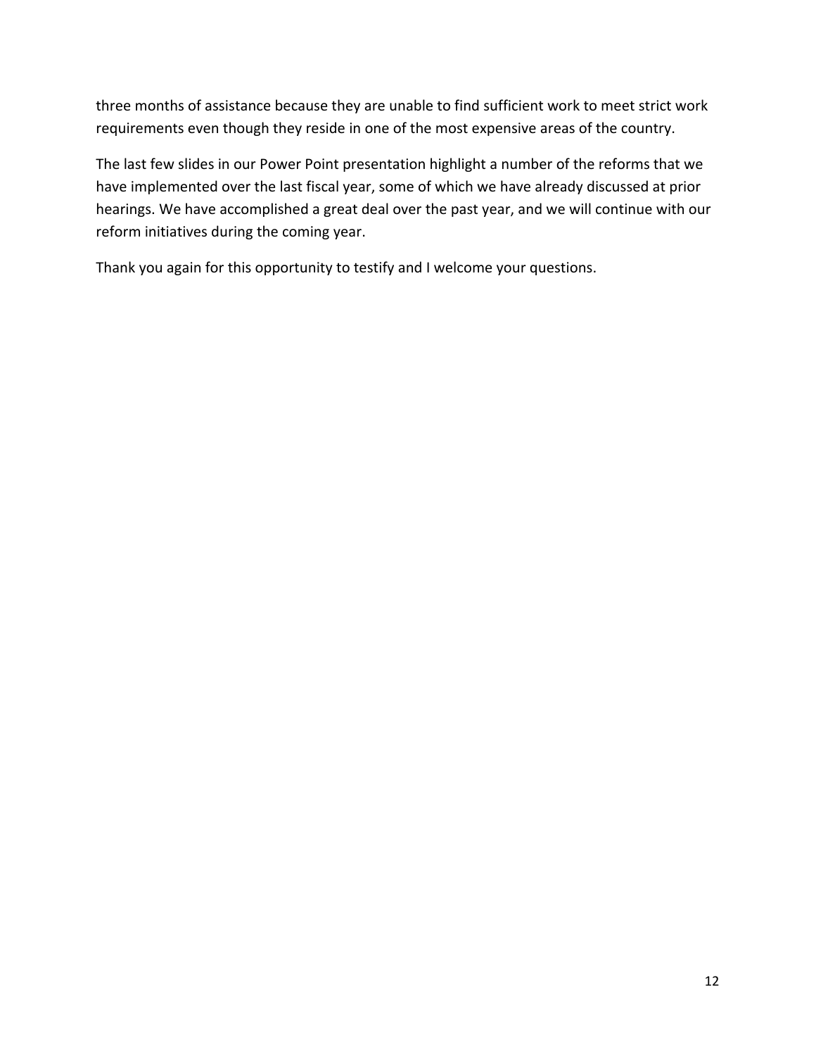three months of assistance because they are unable to find sufficient work to meet strict work requirements even though they reside in one of the most expensive areas of the country.

The last few slides in our Power Point presentation highlight a number of the reforms that we have implemented over the last fiscal year, some of which we have already discussed at prior hearings. We have accomplished a great deal over the past year, and we will continue with our reform initiatives during the coming year.

Thank you again for this opportunity to testify and I welcome your questions.